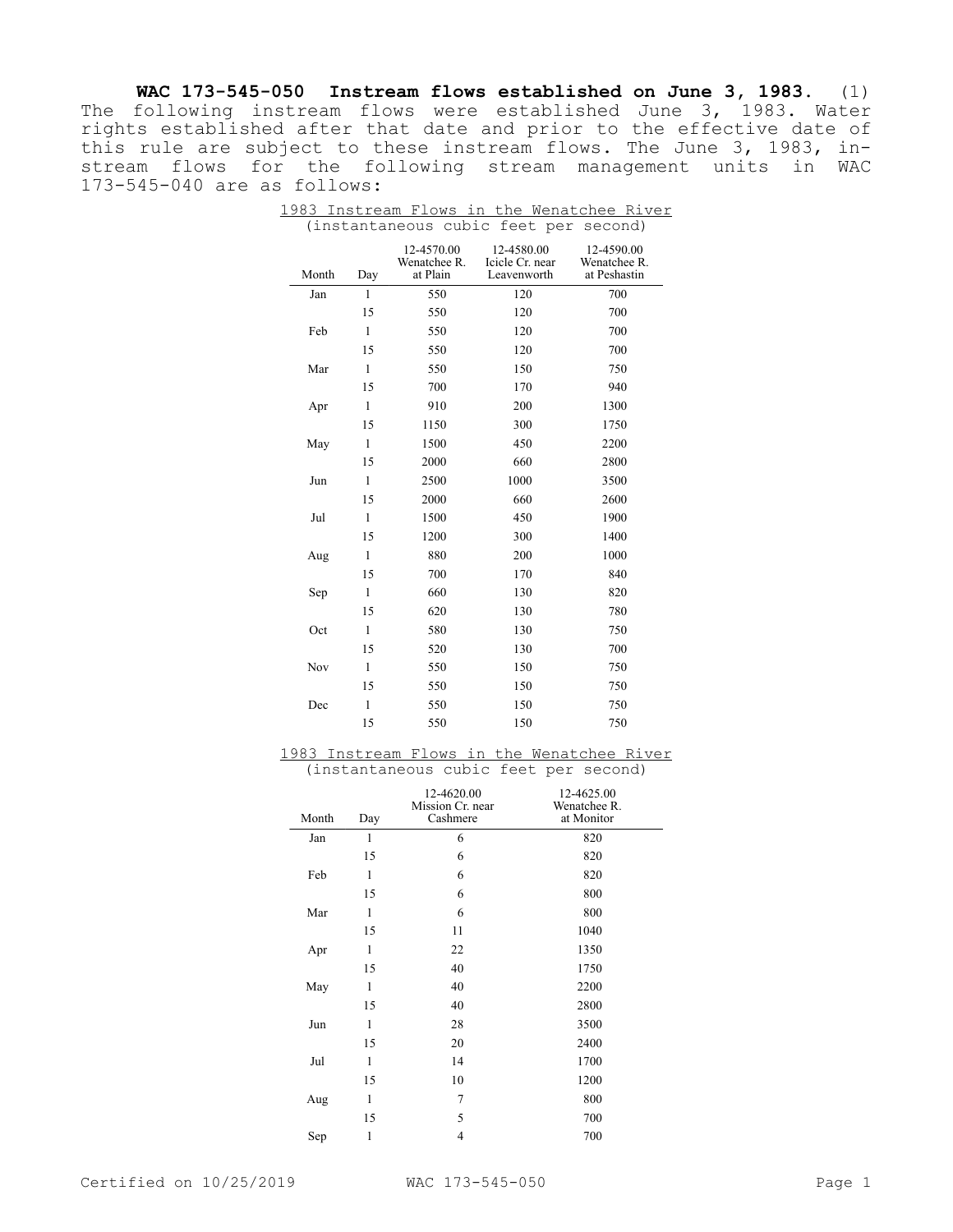**WAC 173-545-050 Instream flows established on June 3, 1983.** (1) The following instream flows were established June 3, 1983. Water rights established after that date and prior to the effective date of this rule are subject to these instream flows. The June 3, 1983, instream flows for the following stream management units in WAC 173-545-040 are as follows:

1983 Instream Flows in the Wenatchee River
(instantaneous cubic feet per second)

| Month | Day | 12-4570.00 Wenatchee R. at Plain | 12-4580.00 Icicle Cr. near Leavenworth | 12-4590.00 Wenatchee R. at Peshastin |
|---|---|---|---|---|
| Jan | 1 | 550 | 120 | 700 |
| | 15 | 550 | 120 | 700 |
| Feb | 1 | 550 | 120 | 700 |
| | 15 | 550 | 120 | 700 |
| Mar | 1 | 550 | 150 | 750 |
| | 15 | 700 | 170 | 940 |
| Apr | 1 | 910 | 200 | 1300 |
| | 15 | 1150 | 300 | 1750 |
| May | 1 | 1500 | 450 | 2200 |
| | 15 | 2000 | 660 | 2800 |
| Jun | 1 | 2500 | 1000 | 3500 |
| | 15 | 2000 | 660 | 2600 |
| Jul | 1 | 1500 | 450 | 1900 |
| | 15 | 1200 | 300 | 1400 |
| Aug | 1 | 880 | 200 | 1000 |
| | 15 | 700 | 170 | 840 |
| Sep | 1 | 660 | 130 | 820 |
| | 15 | 620 | 130 | 780 |
| Oct | 1 | 580 | 130 | 750 |
| | 15 | 520 | 130 | 700 |
| Nov | 1 | 550 | 150 | 750 |
| | 15 | 550 | 150 | 750 |
| Dec | 1 | 550 | 150 | 750 |
| | 15 | 550 | 150 | 750 |

1983 Instream Flows in the Wenatchee River
(instantaneous cubic feet per second)

| Month | Day | 12-4620.00 Mission Cr. near Cashmere | 12-4625.00 Wenatchee R. at Monitor |
|---|---|---|---|
| Jan | 1 | 6 | 820 |
| | 15 | 6 | 820 |
| Feb | 1 | 6 | 820 |
| | 15 | 6 | 800 |
| Mar | 1 | 6 | 800 |
| | 15 | 11 | 1040 |
| Apr | 1 | 22 | 1350 |
| | 15 | 40 | 1750 |
| May | 1 | 40 | 2200 |
| | 15 | 40 | 2800 |
| Jun | 1 | 28 | 3500 |
| | 15 | 20 | 2400 |
| Jul | 1 | 14 | 1700 |
| | 15 | 10 | 1200 |
| Aug | 1 | 7 | 800 |
| | 15 | 5 | 700 |
| Sep | 1 | 4 | 700 |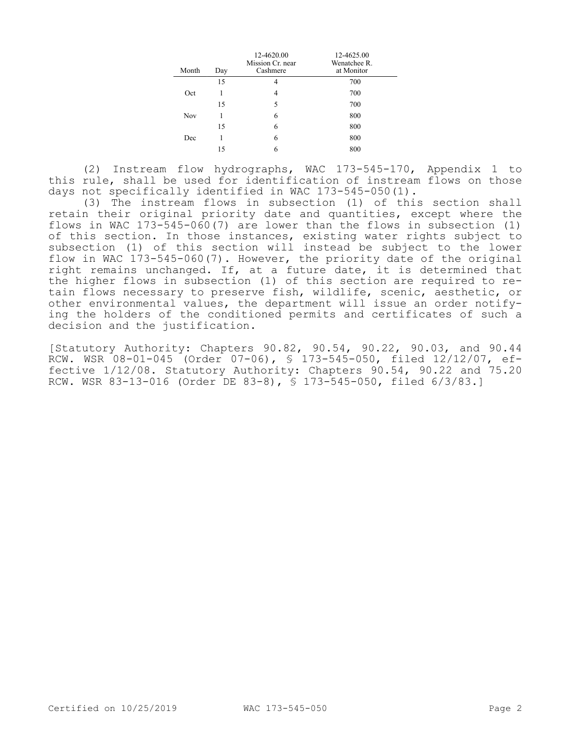| Month | Day | 12-4620.00 Mission Cr. near Cashmere | 12-4625.00 Wenatchee R. at Monitor |
|---|---|---|---|
| | 15 | 4 | 700 |
| Oct | 1 | 4 | 700 |
| | 15 | 5 | 700 |
| Nov | 1 | 6 | 800 |
| | 15 | 6 | 800 |
| Dec | 1 | 6 | 800 |
| | 15 | 6 | 800 |

(2) Instream flow hydrographs, WAC 173-545-170, Appendix 1 to this rule, shall be used for identification of instream flows on those days not specifically identified in WAC 173-545-050(1).

(3) The instream flows in subsection (1) of this section shall retain their original priority date and quantities, except where the flows in WAC 173-545-060(7) are lower than the flows in subsection (1) of this section. In those instances, existing water rights subject to subsection (1) of this section will instead be subject to the lower flow in WAC 173-545-060(7). However, the priority date of the original right remains unchanged. If, at a future date, it is determined that the higher flows in subsection (1) of this section are required to retain flows necessary to preserve fish, wildlife, scenic, aesthetic, or other environmental values, the department will issue an order notifying the holders of the conditioned permits and certificates of such a decision and the justification.

[Statutory Authority: Chapters 90.82, 90.54, 90.22, 90.03, and 90.44 RCW. WSR 08-01-045 (Order 07-06), § 173-545-050, filed 12/12/07, effective 1/12/08. Statutory Authority: Chapters 90.54, 90.22 and 75.20 RCW. WSR 83-13-016 (Order DE 83-8), § 173-545-050, filed 6/3/83.]